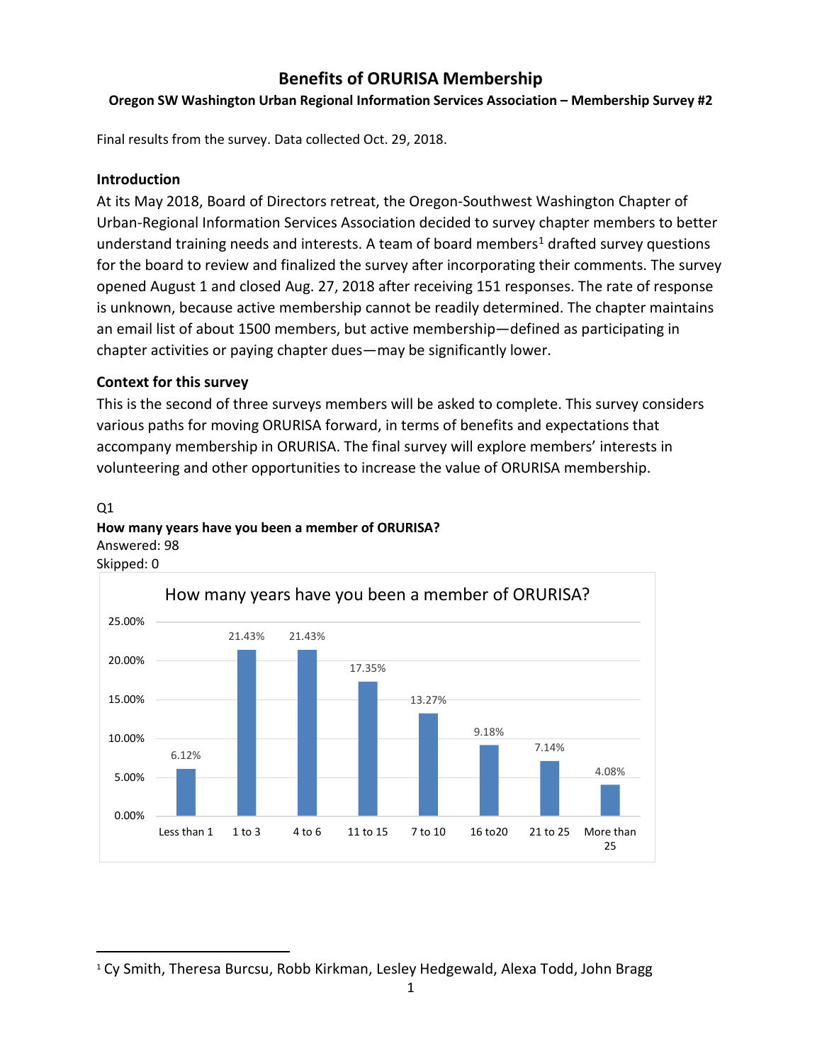# Benefits of ORURISA Membership

**Oregon SW Washington Urban Regional Information Services Association – Membership Survey #2**

Final results from the survey. Data collected Oct. 29, 2018.

## Introduction

At its May 2018, Board of Directors retreat, the Oregon-Southwest Washington Chapter of Urban-Regional Information Services Association decided to survey chapter members to better understand training needs and interests. A team of board members[1] drafted survey questions for the board to review and finalized the survey after incorporating their comments. The survey opened August 1 and closed Aug. 27, 2018 after receiving 151 responses. The rate of response is unknown, because active membership cannot be readily determined. The chapter maintains an email list of about 1500 members, but active membership—defined as participating in chapter activities or paying chapter dues—may be significantly lower.

## Context for this survey

This is the second of three surveys members will be asked to complete. This survey considers various paths for moving ORURISA forward, in terms of benefits and expectations that accompany membership in ORURISA. The final survey will explore members' interests in volunteering and other opportunities to increase the value of ORURISA membership.

Q1

**How many years have you been a member of ORURISA?**

Answered: 98

Skipped: 0

How many years have you been a member of ORURISA?

| Less than 1 | 1 to 3 | 4 to 6 | 11 to 15 | 7 to 10 | 16 to20 | 21 to 25 | More than 25 |
|---|---|---|---|---|---|---|---|
| 6.12% | 21.43% | 21.43% | 17.35% | 13.27% | 9.18% | 7.14% | 4.08% |

[1] Cy Smith, Theresa Burcsu, Robb Kirkman, Lesley Hedgewald, Alexa Todd, John Bragg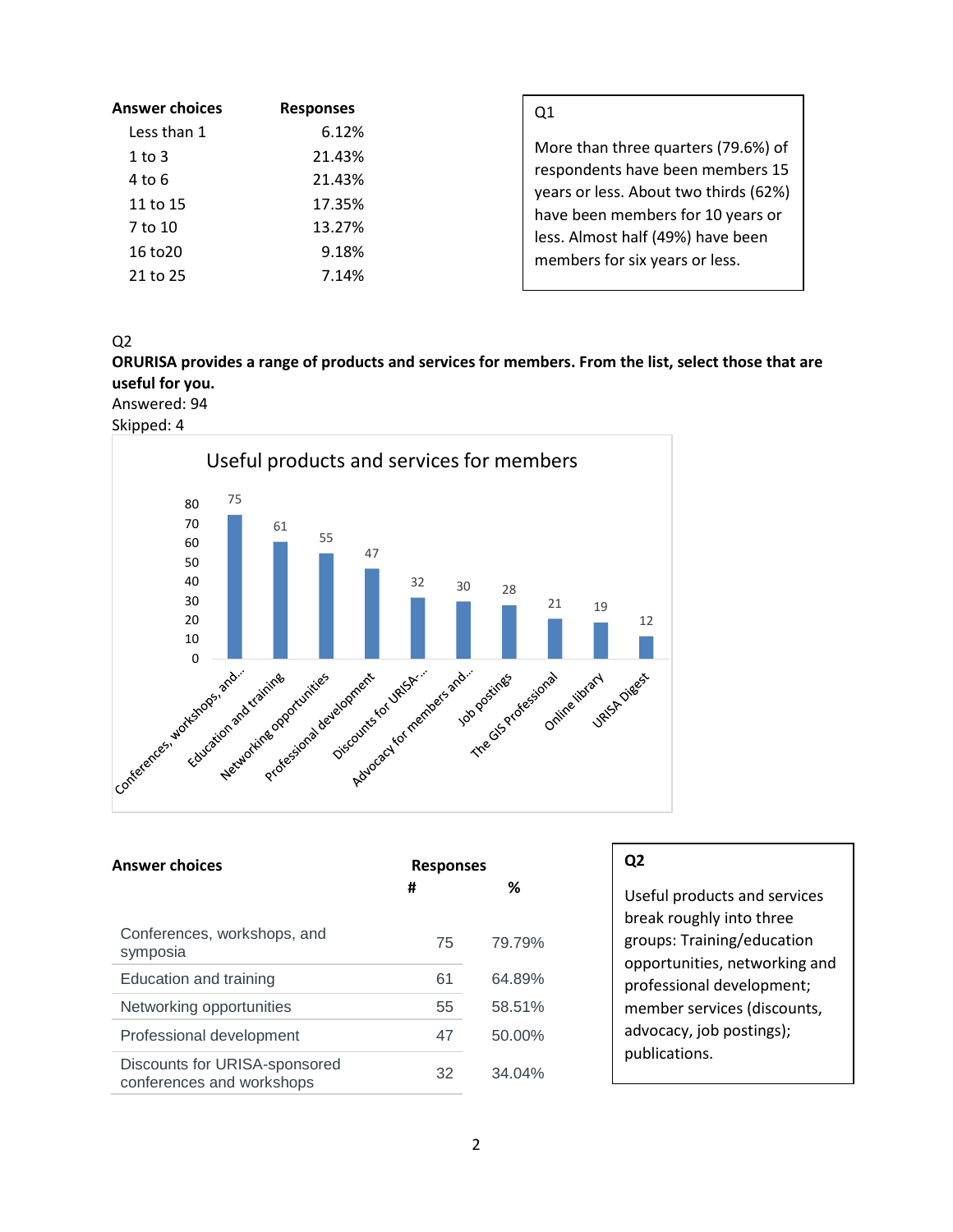| Answer choices | Responses |
|---|---|
| Less than 1 | 6.12% |
| 1 to 3 | 21.43% |
| 4 to 6 | 21.43% |
| 11 to 15 | 17.35% |
| 7 to 10 | 13.27% |
| 16 to20 | 9.18% |
| 21 to 25 | 7.14% |

Q1

More than three quarters (79.6%) of respondents have been members 15 years or less. About two thirds (62%) have been members for 10 years or less. Almost half (49%) have been members for six years or less.

Q2

**ORURISA provides a range of products and services for members. From the list, select those that are useful for you.**

Answered: 94

Skipped: 4

Useful products and services for members

| Category | Value |
|---|---|
| Conferences, workshops, and... | 75 |
| Education and training | 61 |
| Networking opportunities | 55 |
| Professional development | 47 |
| Discounts for URISA-... | 32 |
| Advocacy for members and... | 30 |
| Job postings | 28 |
| The GIS Professional | 21 |
| Online library | 19 |
| URISA Digest | 12 |

| Answer choices | Responses # | % |
|---|---|---|
| Conferences, workshops, and symposia | 75 | 79.79% |
| Education and training | 61 | 64.89% |
| Networking opportunities | 55 | 58.51% |
| Professional development | 47 | 50.00% |
| Discounts for URISA-sponsored conferences and workshops | 32 | 34.04% |

**Q2**

Useful products and services break roughly into three groups: Training/education opportunities, networking and professional development; member services (discounts, advocacy, job postings); publications.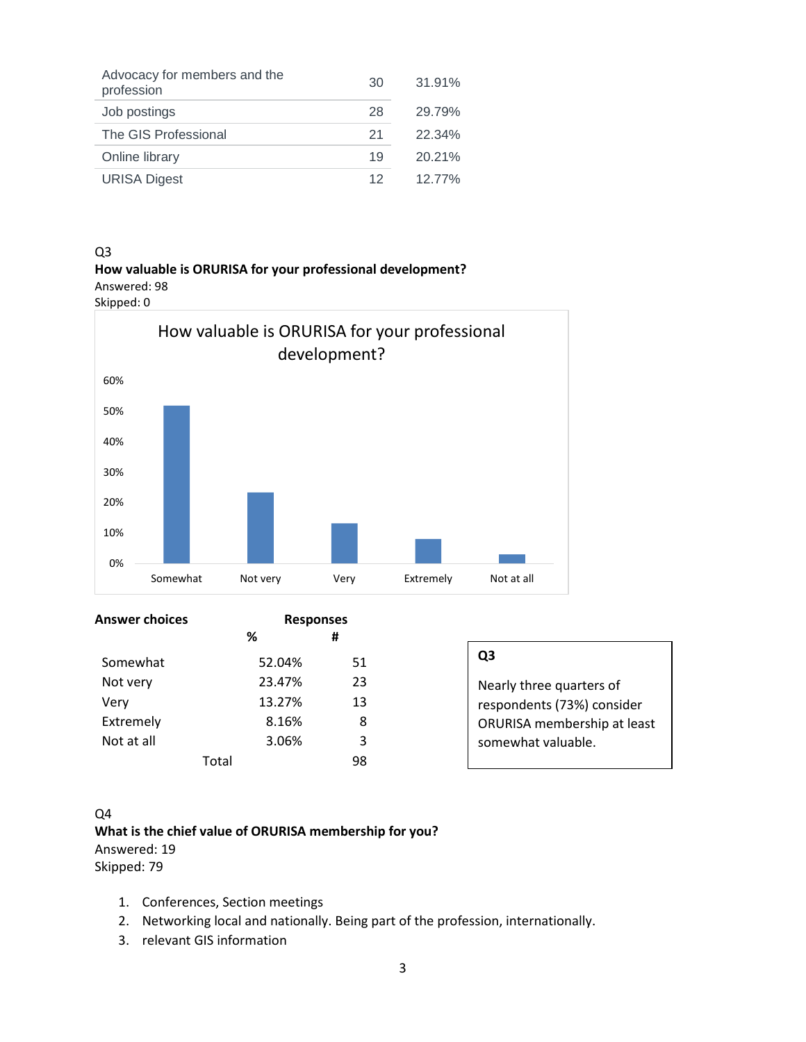| | | |
|---|---|---|
| Advocacy for members and the profession | 30 | 31.91% |
| Job postings | 28 | 29.79% |
| The GIS Professional | 21 | 22.34% |
| Online library | 19 | 20.21% |
| URISA Digest | 12 | 12.77% |

Q3

**How valuable is ORURISA for your professional development?**

Answered: 98

Skipped: 0

How valuable is ORURISA for your professional development?

| Answer choices | Responses % | # |
|---|---|---|
| Somewhat | 52.04% | 51 |
| Not very | 23.47% | 23 |
| Very | 13.27% | 13 |
| Extremely | 8.16% | 8 |
| Not at all | 3.06% | 3 |
| Total | | 98 |

**Q3**

Nearly three quarters of respondents (73%) consider ORURISA membership at least somewhat valuable.

Q4

**What is the chief value of ORURISA membership for you?**

Answered: 19

Skipped: 79

1. Conferences, Section meetings
2. Networking local and nationally. Being part of the profession, internationally.
3. relevant GIS information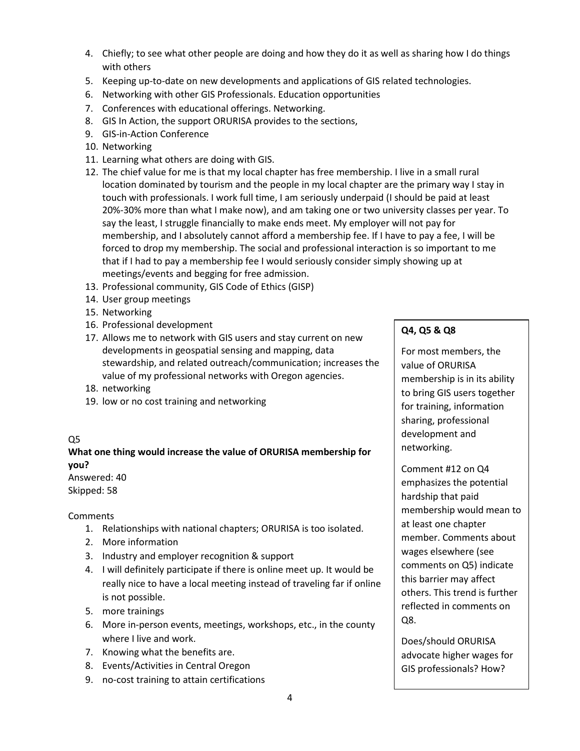4. Chiefly; to see what other people are doing and how they do it as well as sharing how I do things with others
5. Keeping up-to-date on new developments and applications of GIS related technologies.
6. Networking with other GIS Professionals. Education opportunities
7. Conferences with educational offerings. Networking.
8. GIS In Action, the support ORURISA provides to the sections,
9. GIS-in-Action Conference
10. Networking
11. Learning what others are doing with GIS.
12. The chief value for me is that my local chapter has free membership. I live in a small rural location dominated by tourism and the people in my local chapter are the primary way I stay in touch with professionals. I work full time, I am seriously underpaid (I should be paid at least 20%-30% more than what I make now), and am taking one or two university classes per year. To say the least, I struggle financially to make ends meet. My employer will not pay for membership, and I absolutely cannot afford a membership fee. If I have to pay a fee, I will be forced to drop my membership. The social and professional interaction is so important to me that if I had to pay a membership fee I would seriously consider simply showing up at meetings/events and begging for free admission.
13. Professional community, GIS Code of Ethics (GISP)
14. User group meetings
15. Networking
16. Professional development
17. Allows me to network with GIS users and stay current on new developments in geospatial sensing and mapping, data stewardship, and related outreach/communication; increases the value of my professional networks with Oregon agencies.
18. networking
19. low or no cost training and networking

Q5

**What one thing would increase the value of ORURISA membership for you?**

Answered: 40

Skipped: 58

Comments

1. Relationships with national chapters; ORURISA is too isolated.
2. More information
3. Industry and employer recognition & support
4. I will definitely participate if there is online meet up. It would be really nice to have a local meeting instead of traveling far if online is not possible.
5. more trainings
6. More in-person events, meetings, workshops, etc., in the county where I live and work.
7. Knowing what the benefits are.
8. Events/Activities in Central Oregon
9. no-cost training to attain certifications

> **Q4, Q5 & Q8**
>
> For most members, the value of ORURISA membership is in its ability to bring GIS users together for training, information sharing, professional development and networking.
>
> Comment #12 on Q4 emphasizes the potential hardship that paid membership would mean to at least one chapter member. Comments about wages elsewhere (see comments on Q5) indicate this barrier may affect others. This trend is further reflected in comments on Q8.
>
> Does/should ORURISA advocate higher wages for GIS professionals? How?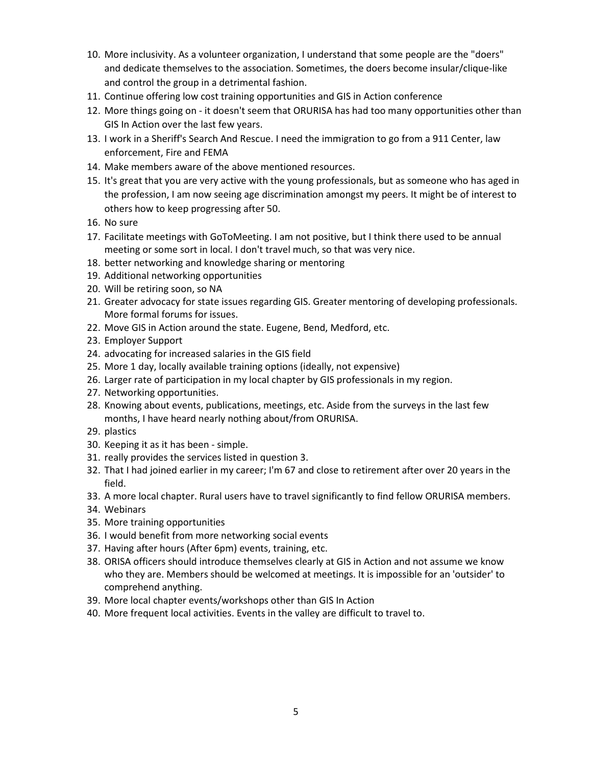10. More inclusivity. As a volunteer organization, I understand that some people are the "doers" and dedicate themselves to the association. Sometimes, the doers become insular/clique-like and control the group in a detrimental fashion.
11. Continue offering low cost training opportunities and GIS in Action conference
12. More things going on - it doesn't seem that ORURISA has had too many opportunities other than GIS In Action over the last few years.
13. I work in a Sheriff's Search And Rescue. I need the immigration to go from a 911 Center, law enforcement, Fire and FEMA
14. Make members aware of the above mentioned resources.
15. It's great that you are very active with the young professionals, but as someone who has aged in the profession, I am now seeing age discrimination amongst my peers. It might be of interest to others how to keep progressing after 50.
16. No sure
17. Facilitate meetings with GoToMeeting. I am not positive, but I think there used to be annual meeting or some sort in local. I don't travel much, so that was very nice.
18. better networking and knowledge sharing or mentoring
19. Additional networking opportunities
20. Will be retiring soon, so NA
21. Greater advocacy for state issues regarding GIS. Greater mentoring of developing professionals. More formal forums for issues.
22. Move GIS in Action around the state. Eugene, Bend, Medford, etc.
23. Employer Support
24. advocating for increased salaries in the GIS field
25. More 1 day, locally available training options (ideally, not expensive)
26. Larger rate of participation in my local chapter by GIS professionals in my region.
27. Networking opportunities.
28. Knowing about events, publications, meetings, etc. Aside from the surveys in the last few months, I have heard nearly nothing about/from ORURISA.
29. plastics
30. Keeping it as it has been - simple.
31. really provides the services listed in question 3.
32. That I had joined earlier in my career; I'm 67 and close to retirement after over 20 years in the field.
33. A more local chapter. Rural users have to travel significantly to find fellow ORURISA members.
34. Webinars
35. More training opportunities
36. I would benefit from more networking social events
37. Having after hours (After 6pm) events, training, etc.
38. ORISA officers should introduce themselves clearly at GIS in Action and not assume we know who they are. Members should be welcomed at meetings. It is impossible for an 'outsider' to comprehend anything.
39. More local chapter events/workshops other than GIS In Action
40. More frequent local activities. Events in the valley are difficult to travel to.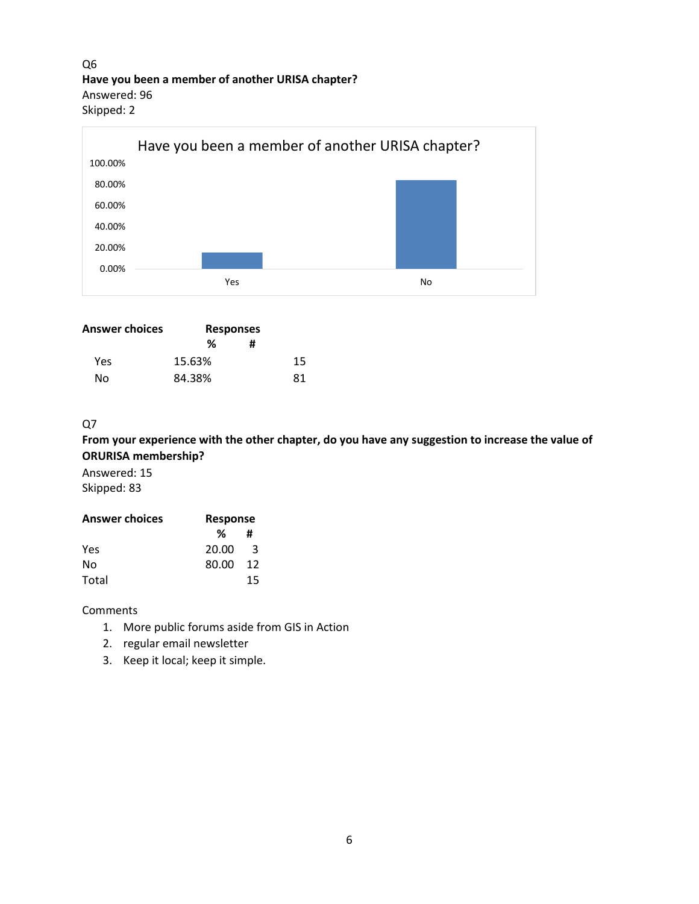Q6

**Have you been a member of another URISA chapter?**

Answered: 96

Skipped: 2

| Answer choices | Responses | |
|---|---|---|
| | % | # |
| Yes | 15.63% | 15 |
| No | 84.38% | 81 |

Q7

**From your experience with the other chapter, do you have any suggestion to increase the value of ORURISA membership?**

Answered: 15

Skipped: 83

| Answer choices | Response | |
|---|---|---|
| | % | # |
| Yes | 20.00 | 3 |
| No | 80.00 | 12 |
| Total | | 15 |

Comments

1. More public forums aside from GIS in Action
2. regular email newsletter
3. Keep it local; keep it simple.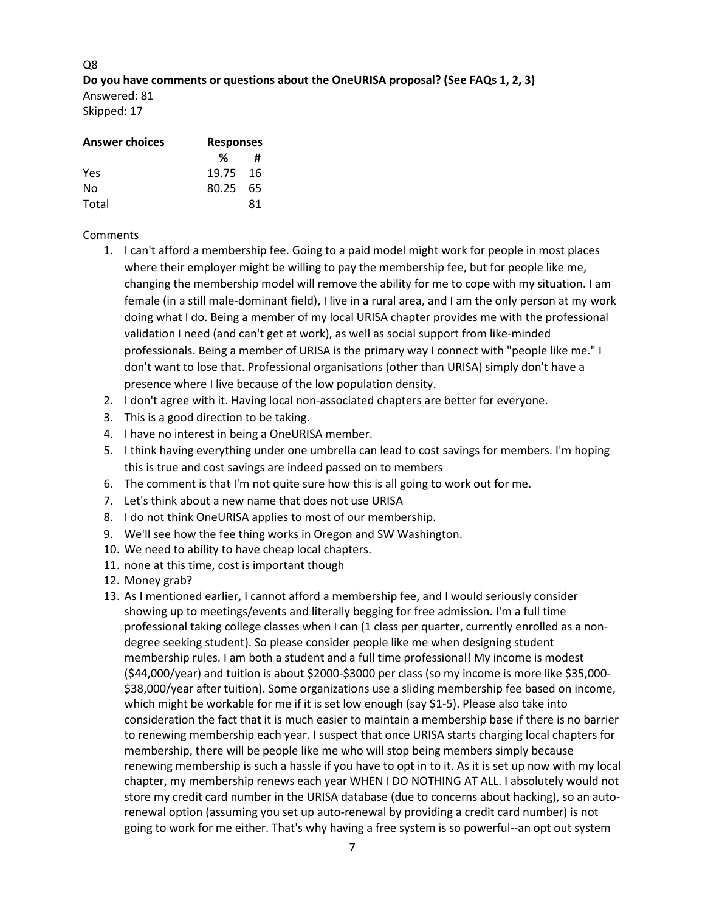Q8

**Do you have comments or questions about the OneURISA proposal? (See FAQs 1, 2, 3)**

Answered: 81

Skipped: 17

| Answer choices | Responses | |
|---|---|---|
| | % | # |
| Yes | 19.75 | 16 |
| No | 80.25 | 65 |
| Total | | 81 |

Comments

1. I can't afford a membership fee. Going to a paid model might work for people in most places where their employer might be willing to pay the membership fee, but for people like me, changing the membership model will remove the ability for me to cope with my situation. I am female (in a still male-dominant field), I live in a rural area, and I am the only person at my work doing what I do. Being a member of my local URISA chapter provides me with the professional validation I need (and can't get at work), as well as social support from like-minded professionals. Being a member of URISA is the primary way I connect with "people like me." I don't want to lose that. Professional organisations (other than URISA) simply don't have a presence where I live because of the low population density.
2. I don't agree with it. Having local non-associated chapters are better for everyone.
3. This is a good direction to be taking.
4. I have no interest in being a OneURISA member.
5. I think having everything under one umbrella can lead to cost savings for members. I'm hoping this is true and cost savings are indeed passed on to members
6. The comment is that I'm not quite sure how this is all going to work out for me.
7. Let's think about a new name that does not use URISA
8. I do not think OneURISA applies to most of our membership.
9. We'll see how the fee thing works in Oregon and SW Washington.
10. We need to ability to have cheap local chapters.
11. none at this time, cost is important though
12. Money grab?
13. As I mentioned earlier, I cannot afford a membership fee, and I would seriously consider showing up to meetings/events and literally begging for free admission. I'm a full time professional taking college classes when I can (1 class per quarter, currently enrolled as a non-degree seeking student). So please consider people like me when designing student membership rules. I am both a student and a full time professional! My income is modest ($44,000/year) and tuition is about $2000-$3000 per class (so my income is more like $35,000-$38,000/year after tuition). Some organizations use a sliding membership fee based on income, which might be workable for me if it is set low enough (say $1-5). Please also take into consideration the fact that it is much easier to maintain a membership base if there is no barrier to renewing membership each year. I suspect that once URISA starts charging local chapters for membership, there will be people like me who will stop being members simply because renewing membership is such a hassle if you have to opt in to it. As it is set up now with my local chapter, my membership renews each year WHEN I DO NOTHING AT ALL. I absolutely would not store my credit card number in the URISA database (due to concerns about hacking), so an auto-renewal option (assuming you set up auto-renewal by providing a credit card number) is not going to work for me either. That's why having a free system is so powerful--an opt out system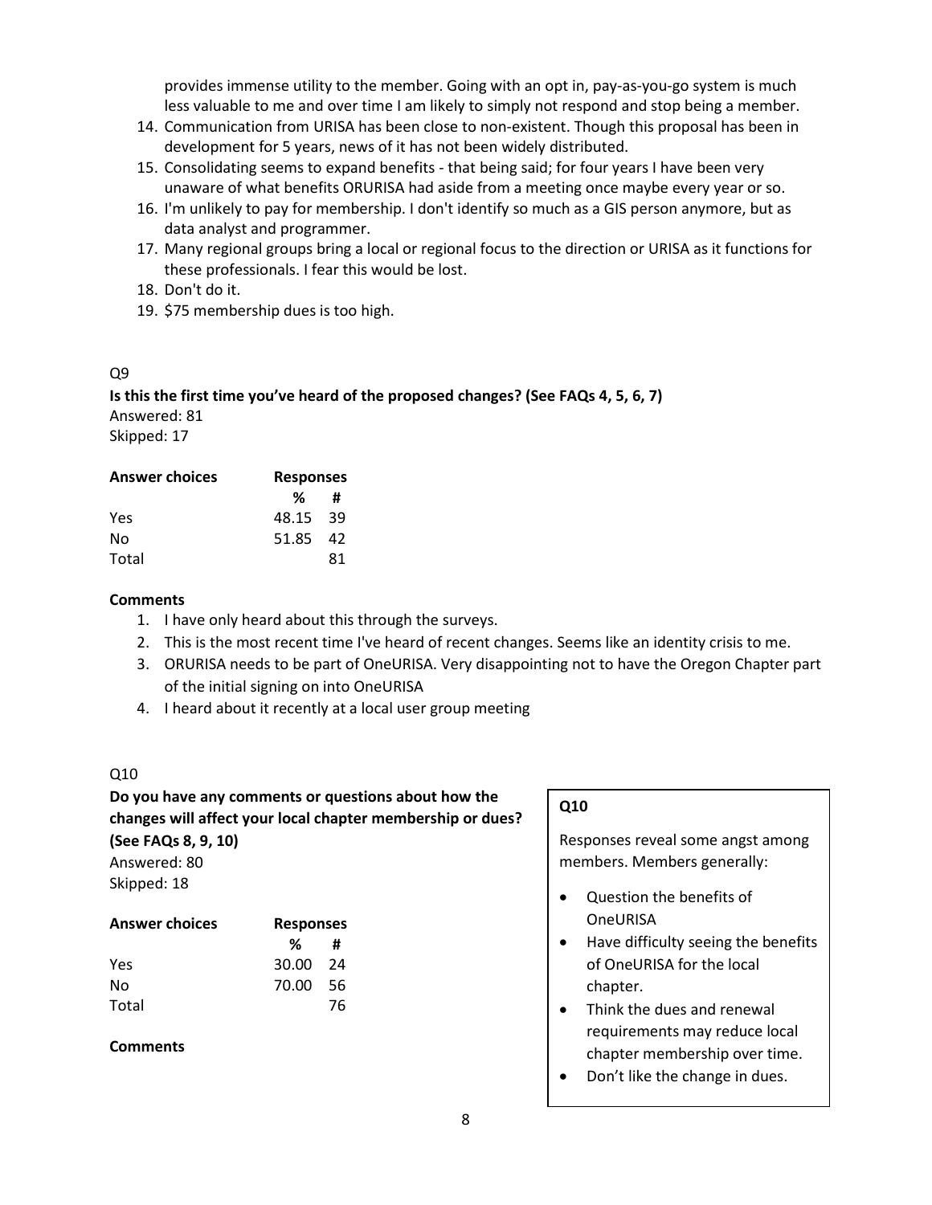provides immense utility to the member. Going with an opt in, pay-as-you-go system is much less valuable to me and over time I am likely to simply not respond and stop being a member.

14. Communication from URISA has been close to non-existent. Though this proposal has been in development for 5 years, news of it has not been widely distributed.
15. Consolidating seems to expand benefits - that being said; for four years I have been very unaware of what benefits ORURISA had aside from a meeting once maybe every year or so.
16. I'm unlikely to pay for membership. I don't identify so much as a GIS person anymore, but as data analyst and programmer.
17. Many regional groups bring a local or regional focus to the direction or URISA as it functions for these professionals. I fear this would be lost.
18. Don't do it.
19. $75 membership dues is too high.

Q9

**Is this the first time you've heard of the proposed changes? (See FAQs 4, 5, 6, 7)**
Answered: 81
Skipped: 17

| Answer choices | Responses | |
|---|---|---|
| | % | # |
| Yes | 48.15 | 39 |
| No | 51.85 | 42 |
| Total | | 81 |

**Comments**

1. I have only heard about this through the surveys.
2. This is the most recent time I've heard of recent changes. Seems like an identity crisis to me.
3. ORURISA needs to be part of OneURISA. Very disappointing not to have the Oregon Chapter part of the initial signing on into OneURISA
4. I heard about it recently at a local user group meeting

Q10

**Do you have any comments or questions about how the changes will affect your local chapter membership or dues? (See FAQs 8, 9, 10)**
Answered: 80
Skipped: 18

| Answer choices | Responses | |
|---|---|---|
| | % | # |
| Yes | 30.00 | 24 |
| No | 70.00 | 56 |
| Total | | 76 |

**Comments**

**Q10**

Responses reveal some angst among members. Members generally:

- Question the benefits of OneURISA
- Have difficulty seeing the benefits of OneURISA for the local chapter.
- Think the dues and renewal requirements may reduce local chapter membership over time.
- Don't like the change in dues.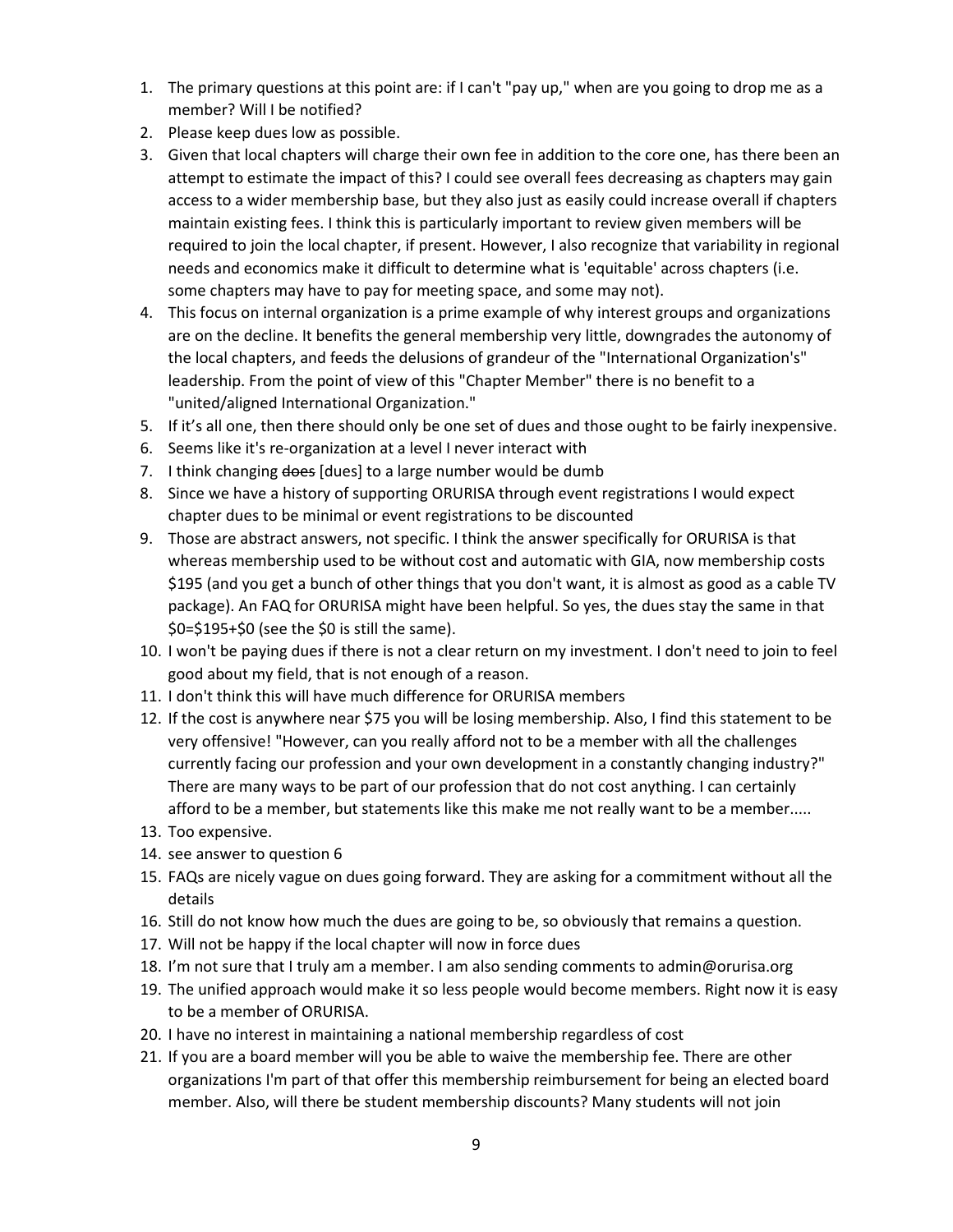1. The primary questions at this point are: if I can't "pay up," when are you going to drop me as a member? Will I be notified?
2. Please keep dues low as possible.
3. Given that local chapters will charge their own fee in addition to the core one, has there been an attempt to estimate the impact of this? I could see overall fees decreasing as chapters may gain access to a wider membership base, but they also just as easily could increase overall if chapters maintain existing fees. I think this is particularly important to review given members will be required to join the local chapter, if present. However, I also recognize that variability in regional needs and economics make it difficult to determine what is 'equitable' across chapters (i.e. some chapters may have to pay for meeting space, and some may not).
4. This focus on internal organization is a prime example of why interest groups and organizations are on the decline. It benefits the general membership very little, downgrades the autonomy of the local chapters, and feeds the delusions of grandeur of the "International Organization's" leadership. From the point of view of this "Chapter Member" there is no benefit to a "united/aligned International Organization."
5. If it's all one, then there should only be one set of dues and those ought to be fairly inexpensive.
6. Seems like it's re-organization at a level I never interact with
7. I think changing ~~does~~ [dues] to a large number would be dumb
8. Since we have a history of supporting ORURISA through event registrations I would expect chapter dues to be minimal or event registrations to be discounted
9. Those are abstract answers, not specific. I think the answer specifically for ORURISA is that whereas membership used to be without cost and automatic with GIA, now membership costs $195 (and you get a bunch of other things that you don't want, it is almost as good as a cable TV package). An FAQ for ORURISA might have been helpful. So yes, the dues stay the same in that $0=$195+$0 (see the $0 is still the same).
10. I won't be paying dues if there is not a clear return on my investment. I don't need to join to feel good about my field, that is not enough of a reason.
11. I don't think this will have much difference for ORURISA members
12. If the cost is anywhere near $75 you will be losing membership. Also, I find this statement to be very offensive! "However, can you really afford not to be a member with all the challenges currently facing our profession and your own development in a constantly changing industry?" There are many ways to be part of our profession that do not cost anything. I can certainly afford to be a member, but statements like this make me not really want to be a member.....
13. Too expensive.
14. see answer to question 6
15. FAQs are nicely vague on dues going forward. They are asking for a commitment without all the details
16. Still do not know how much the dues are going to be, so obviously that remains a question.
17. Will not be happy if the local chapter will now in force dues
18. I'm not sure that I truly am a member. I am also sending comments to admin@orurisa.org
19. The unified approach would make it so less people would become members. Right now it is easy to be a member of ORURISA.
20. I have no interest in maintaining a national membership regardless of cost
21. If you are a board member will you be able to waive the membership fee. There are other organizations I'm part of that offer this membership reimbursement for being an elected board member. Also, will there be student membership discounts? Many students will not join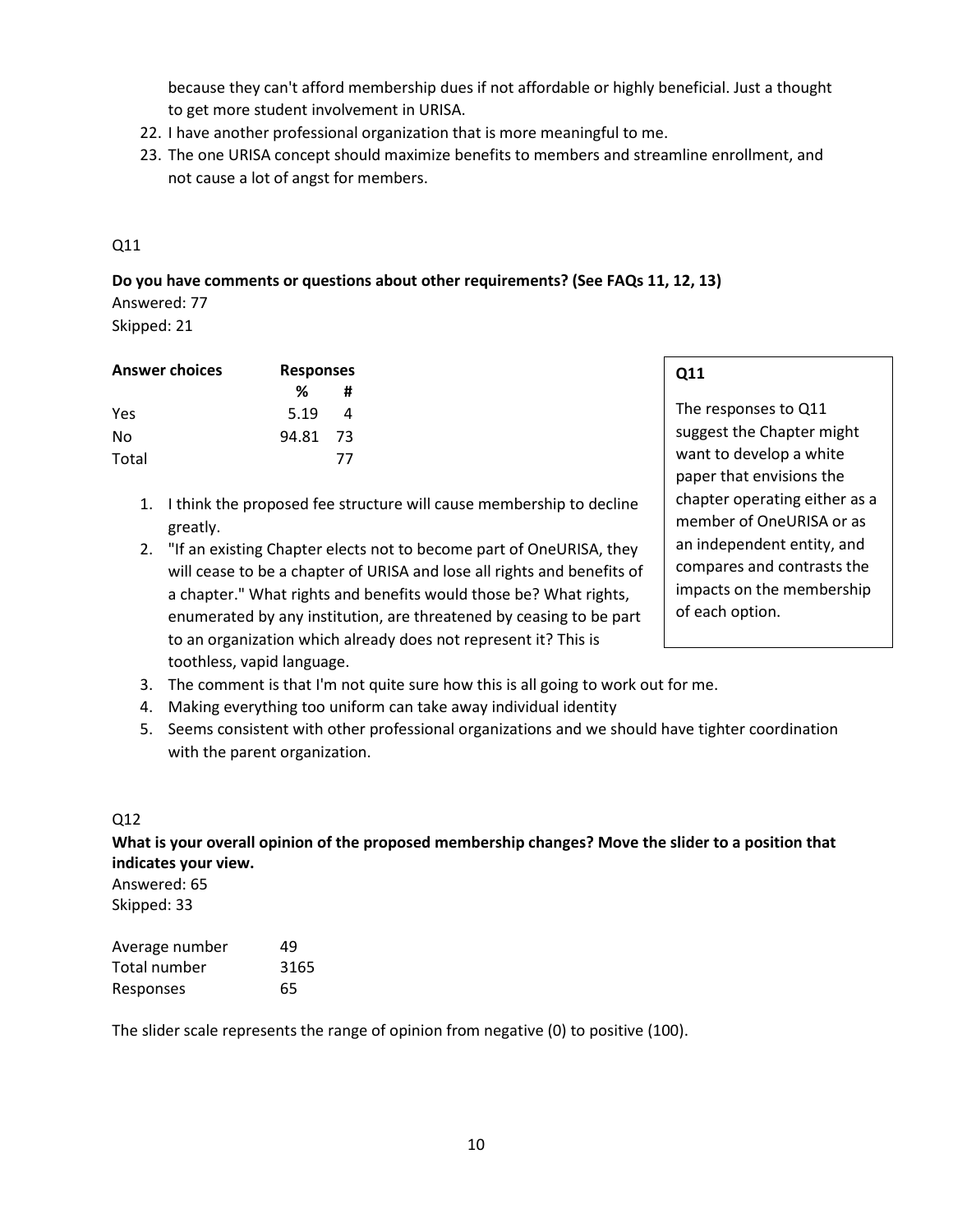because they can't afford membership dues if not affordable or highly beneficial. Just a thought to get more student involvement in URISA.

22. I have another professional organization that is more meaningful to me.
23. The one URISA concept should maximize benefits to members and streamline enrollment, and not cause a lot of angst for members.

Q11

**Do you have comments or questions about other requirements? (See FAQs 11, 12, 13)**

Answered: 77
Skipped: 21

| Answer choices | Responses % | Responses # |
|---|---|---|
| Yes | 5.19 | 4 |
| No | 94.81 | 73 |
| Total | | 77 |

1. I think the proposed fee structure will cause membership to decline greatly.
2. "If an existing Chapter elects not to become part of OneURISA, they will cease to be a chapter of URISA and lose all rights and benefits of a chapter." What rights and benefits would those be? What rights, enumerated by any institution, are threatened by ceasing to be part to an organization which already does not represent it? This is toothless, vapid language.
3. The comment is that I'm not quite sure how this is all going to work out for me.
4. Making everything too uniform can take away individual identity
5. Seems consistent with other professional organizations and we should have tighter coordination with the parent organization.

**Q11**

The responses to Q11 suggest the Chapter might want to develop a white paper that envisions the chapter operating either as a member of OneURISA or as an independent entity, and compares and contrasts the impacts on the membership of each option.

Q12

**What is your overall opinion of the proposed membership changes? Move the slider to a position that indicates your view.**

Answered: 65
Skipped: 33

| | |
|---|---|
| Average number | 49 |
| Total number | 3165 |
| Responses | 65 |

The slider scale represents the range of opinion from negative (0) to positive (100).